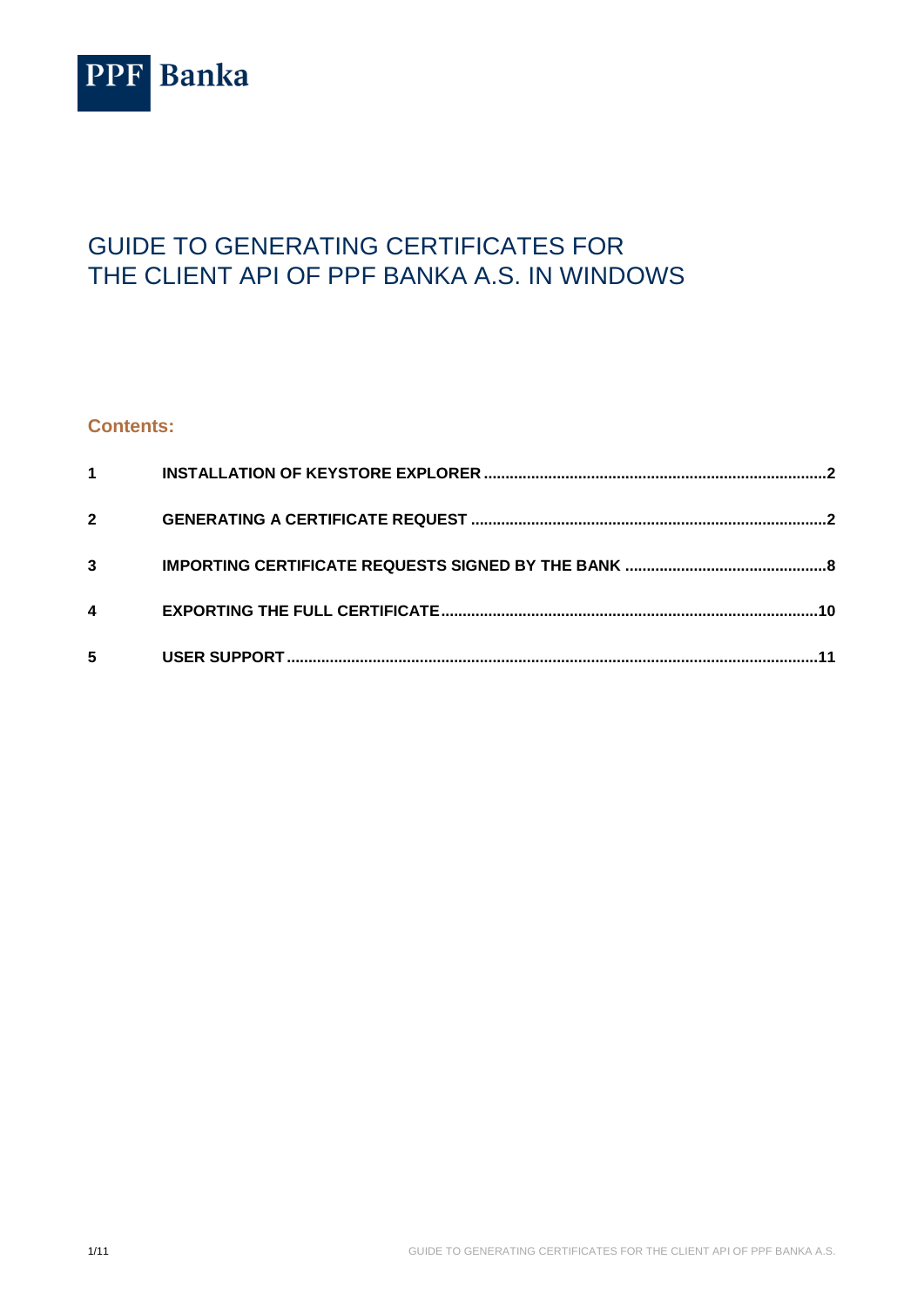PPF Banka

# GUIDE TO GENERATING CERTIFICATES FOR THE CLIENT API OF PPF BANKA A.S. IN WINDOWS

## Contents:

| | | |
|---|---|---|
| **1** | **INSTALLATION OF KEYSTORE EXPLORER** | **2** |
| **2** | **GENERATING A CERTIFICATE REQUEST** | **2** |
| **3** | **IMPORTING CERTIFICATE REQUESTS SIGNED BY THE BANK** | **8** |
| **4** | **EXPORTING THE FULL CERTIFICATE** | **10** |
| **5** | **USER SUPPORT** | **11** |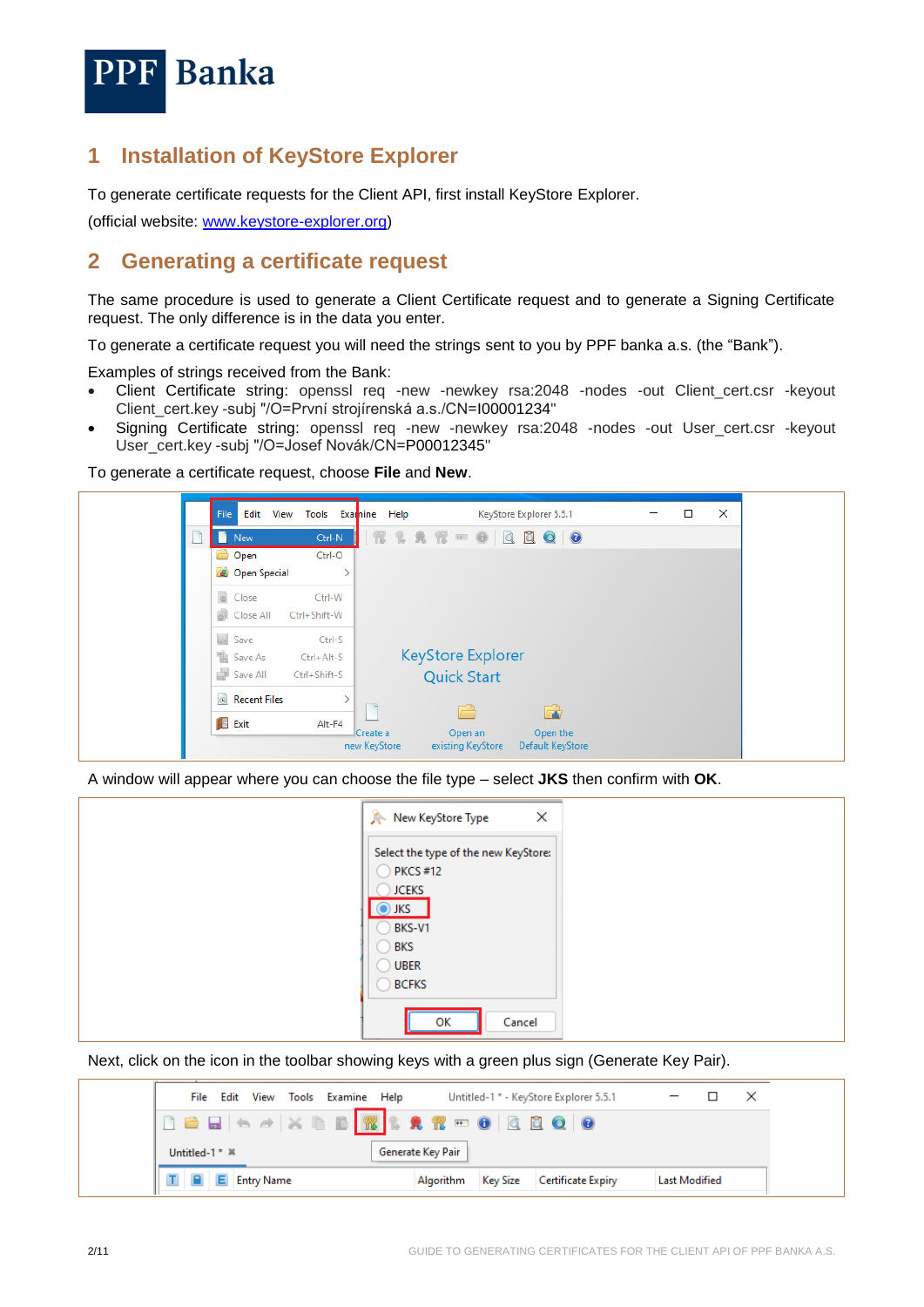## 1 Installation of KeyStore Explorer

To generate certificate requests for the Client API, first install KeyStore Explorer.

(official website: [www.keystore-explorer.org](http://www.keystore-explorer.org))

## 2 Generating a certificate request

The same procedure is used to generate a Client Certificate request and to generate a Signing Certificate request. The only difference is in the data you enter.

To generate a certificate request you will need the strings sent to you by PPF banka a.s. (the "Bank").

Examples of strings received from the Bank:

- Client Certificate string: openssl req -new -newkey rsa:2048 -nodes -out Client_cert.csr -keyout Client_cert.key -subj "/O=První strojírenská a.s./CN=I00001234"
- Signing Certificate string: openssl req -new -newkey rsa:2048 -nodes -out User_cert.csr -keyout User_cert.key -subj "/O=Josef Novák/CN=P00012345"

To generate a certificate request, choose **File** and **New**.

A window will appear where you can choose the file type – select **JKS** then confirm with **OK**.

Next, click on the icon in the toolbar showing keys with a green plus sign (Generate Key Pair).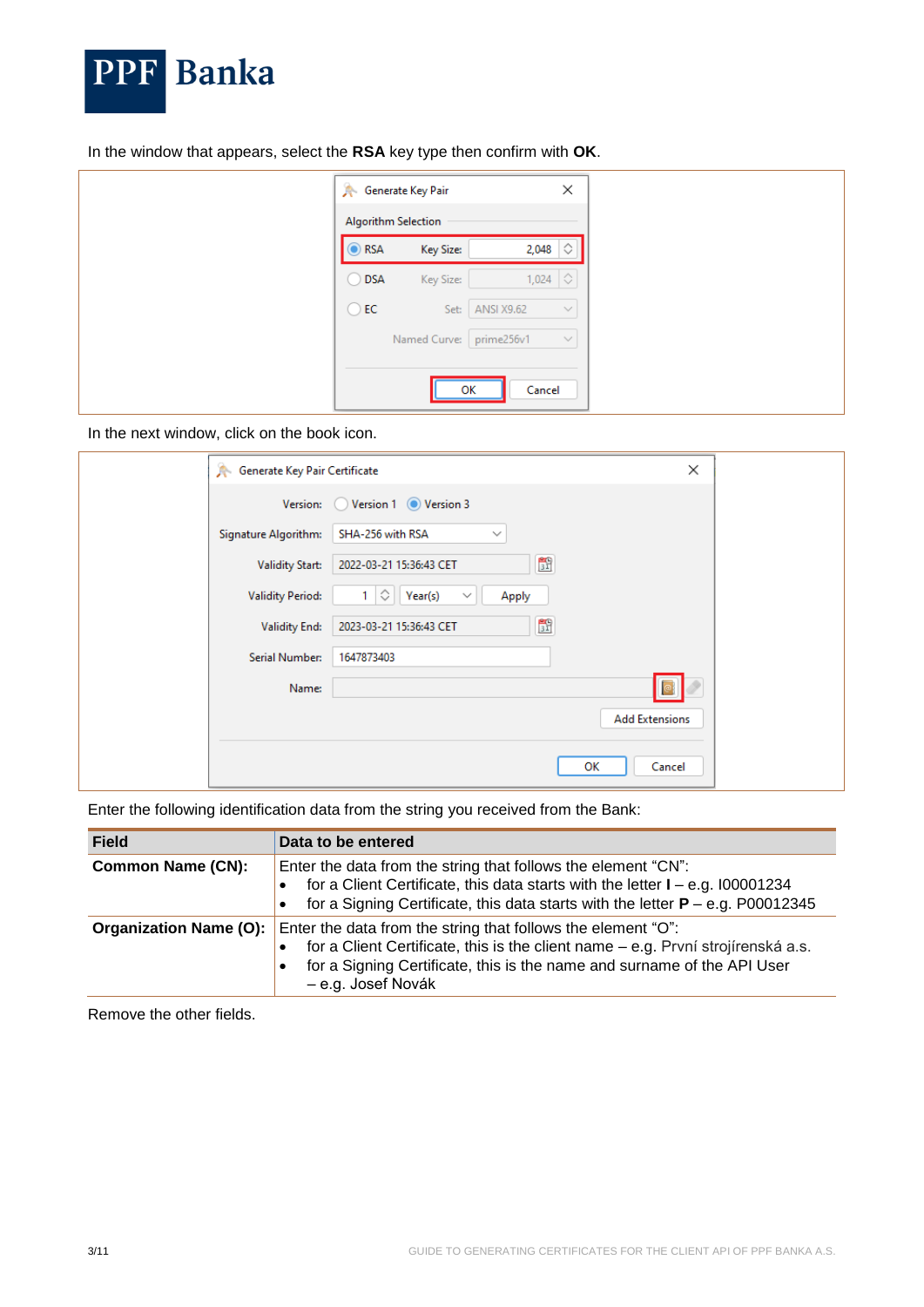In the window that appears, select the **RSA** key type then confirm with **OK**.

In the next window, click on the book icon.

Enter the following identification data from the string you received from the Bank:

| Field | Data to be entered |
|---|---|
| **Common Name (CN):** | Enter the data from the string that follows the element "CN":<br>• for a Client Certificate, this data starts with the letter **I** – e.g. I00001234<br>• for a Signing Certificate, this data starts with the letter **P** – e.g. P00012345 |
| **Organization Name (O):** | Enter the data from the string that follows the element "O":<br>• for a Client Certificate, this is the client name – e.g. První strojírenská a.s.<br>• for a Signing Certificate, this is the name and surname of the API User – e.g. Josef Novák |

Remove the other fields.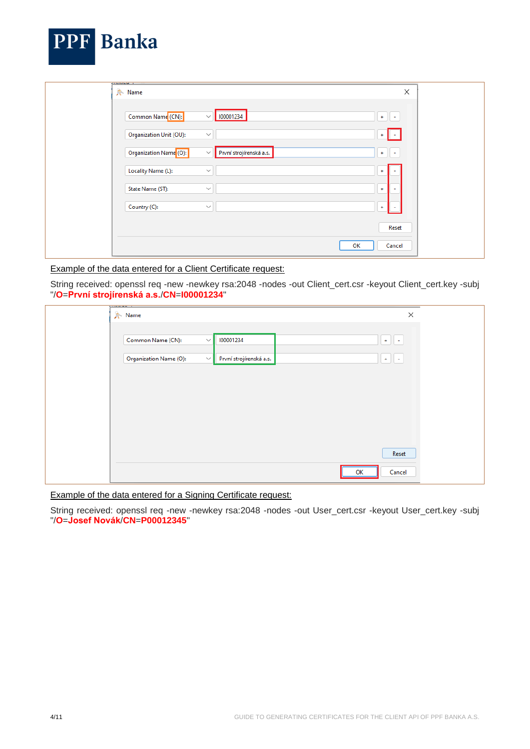Example of the data entered for a Client Certificate request:

String received: openssl req -new -newkey rsa:2048 -nodes -out Client_cert.csr -keyout Client_cert.key -subj "/**O**=**První strojírenská a.s.**/**CN**=**I00001234**"

Example of the data entered for a Signing Certificate request:

String received: openssl req -new -newkey rsa:2048 -nodes -out User_cert.csr -keyout User_cert.key -subj "/**O**=**Josef Novák**/**CN**=**P00012345**"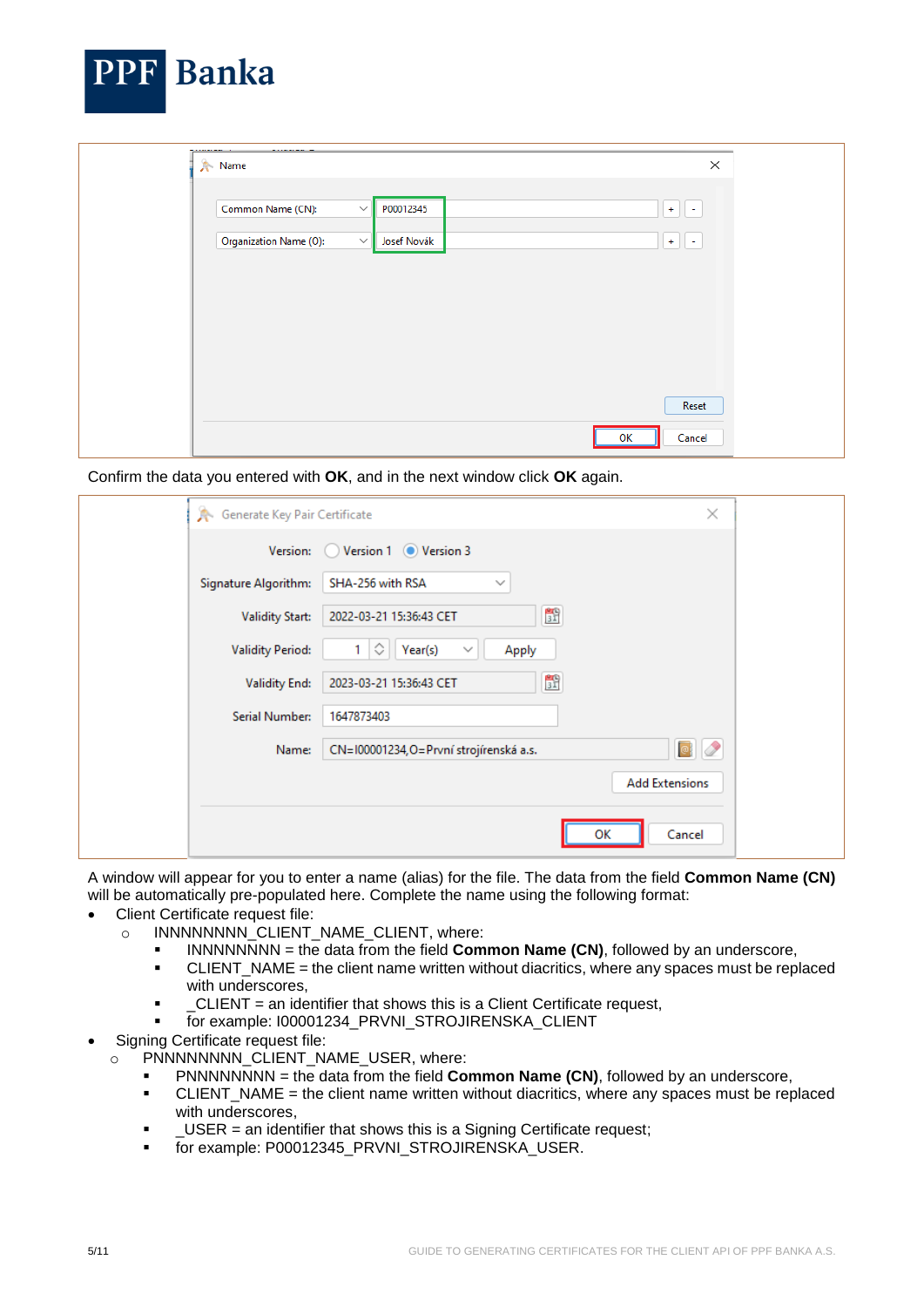Confirm the data you entered with **OK**, and in the next window click **OK** again.

A window will appear for you to enter a name (alias) for the file. The data from the field **Common Name (CN)** will be automatically pre-populated here. Complete the name using the following format:

- Client Certificate request file:
  - INNNNNNNN_CLIENT_NAME_CLIENT, where:
    - INNNNNNNN = the data from the field **Common Name (CN)**, followed by an underscore,
    - CLIENT_NAME = the client name written without diacritics, where any spaces must be replaced with underscores,
    - _CLIENT = an identifier that shows this is a Client Certificate request,
    - for example: I00001234_PRVNI_STROJIRENSKA_CLIENT
- Signing Certificate request file:
  - PNNNNNNNN_CLIENT_NAME_USER, where:
    - PNNNNNNNN = the data from the field **Common Name (CN)**, followed by an underscore,
    - CLIENT_NAME = the client name written without diacritics, where any spaces must be replaced with underscores,
    - _USER = an identifier that shows this is a Signing Certificate request;
    - for example: P00012345_PRVNI_STROJIRENSKA_USER.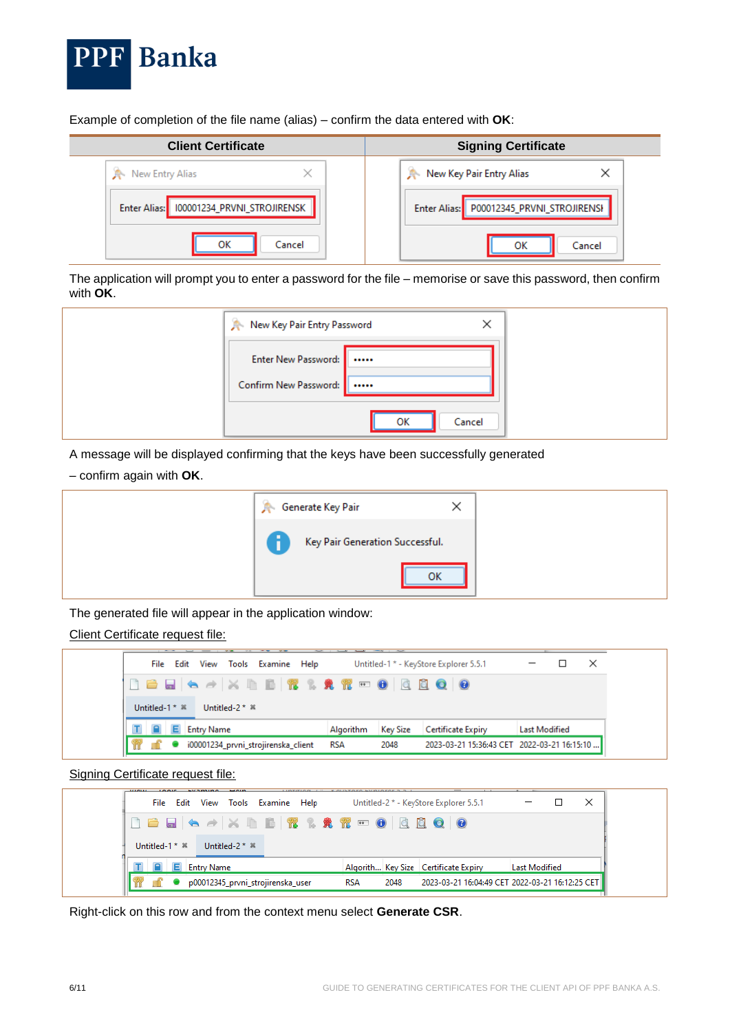Example of completion of the file name (alias) – confirm the data entered with **OK**:

| Client Certificate | Signing Certificate |
| --- | --- |
| | |

The application will prompt you to enter a password for the file – memorise or save this password, then confirm with **OK**.

A message will be displayed confirming that the keys have been successfully generated

– confirm again with **OK**.

The generated file will appear in the application window:

Client Certificate request file:

Signing Certificate request file:

Right-click on this row and from the context menu select **Generate CSR**.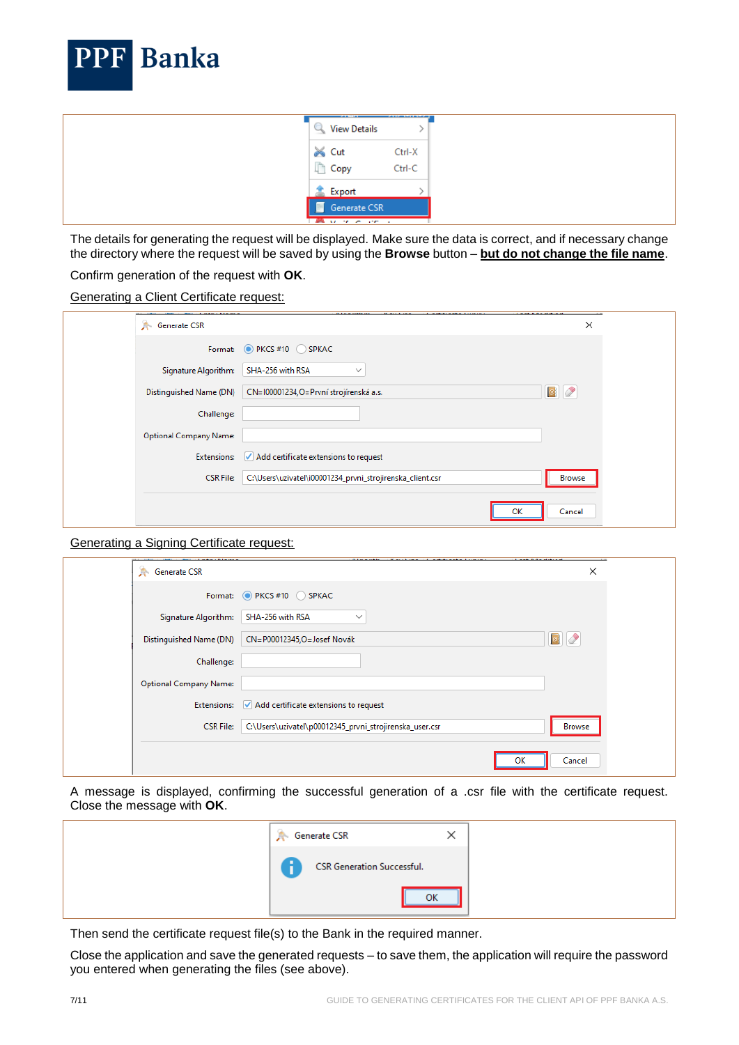The details for generating the request will be displayed. Make sure the data is correct, and if necessary change the directory where the request will be saved by using the **Browse** button – **but do not change the file name**.

Confirm generation of the request with **OK**.

Generating a Client Certificate request:

Generating a Signing Certificate request:

A message is displayed, confirming the successful generation of a .csr file with the certificate request. Close the message with **OK**.

Then send the certificate request file(s) to the Bank in the required manner.

Close the application and save the generated requests – to save them, the application will require the password you entered when generating the files (see above).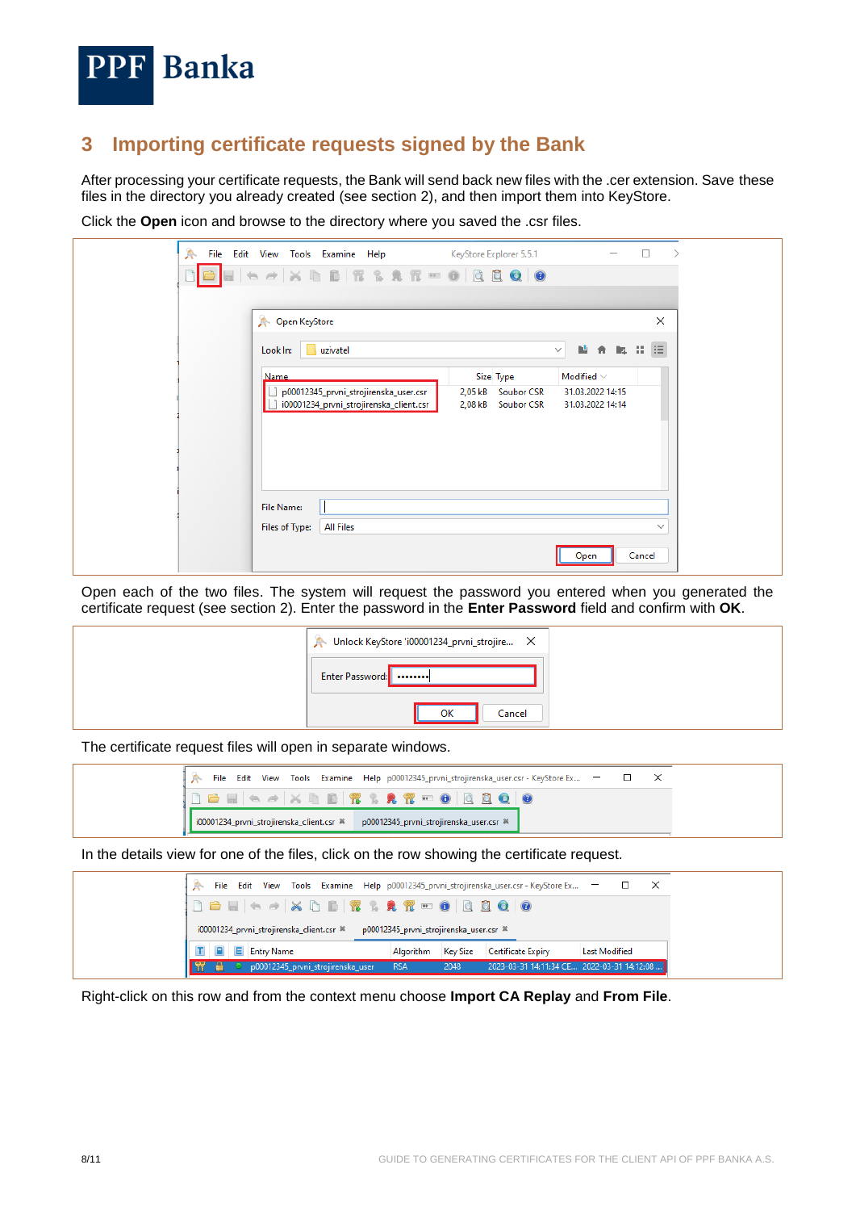# 3 Importing certificate requests signed by the Bank

After processing your certificate requests, the Bank will send back new files with the .cer extension. Save these files in the directory you already created (see section 2), and then import them into KeyStore.

Click the **Open** icon and browse to the directory where you saved the .csr files.

Open each of the two files. The system will request the password you entered when you generated the certificate request (see section 2). Enter the password in the **Enter Password** field and confirm with **OK**.

The certificate request files will open in separate windows.

In the details view for one of the files, click on the row showing the certificate request.

Right-click on this row and from the context menu choose **Import CA Replay** and **From File**.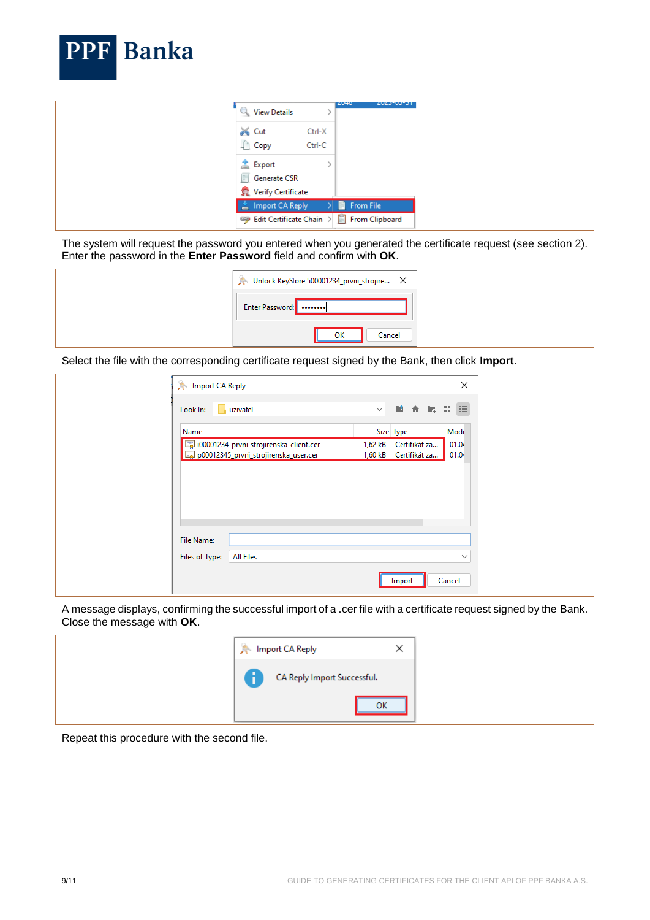The system will request the password you entered when you generated the certificate request (see section 2). Enter the password in the **Enter Password** field and confirm with **OK**.

Select the file with the corresponding certificate request signed by the Bank, then click **Import**.

A message displays, confirming the successful import of a .cer file with a certificate request signed by the Bank. Close the message with **OK**.

Repeat this procedure with the second file.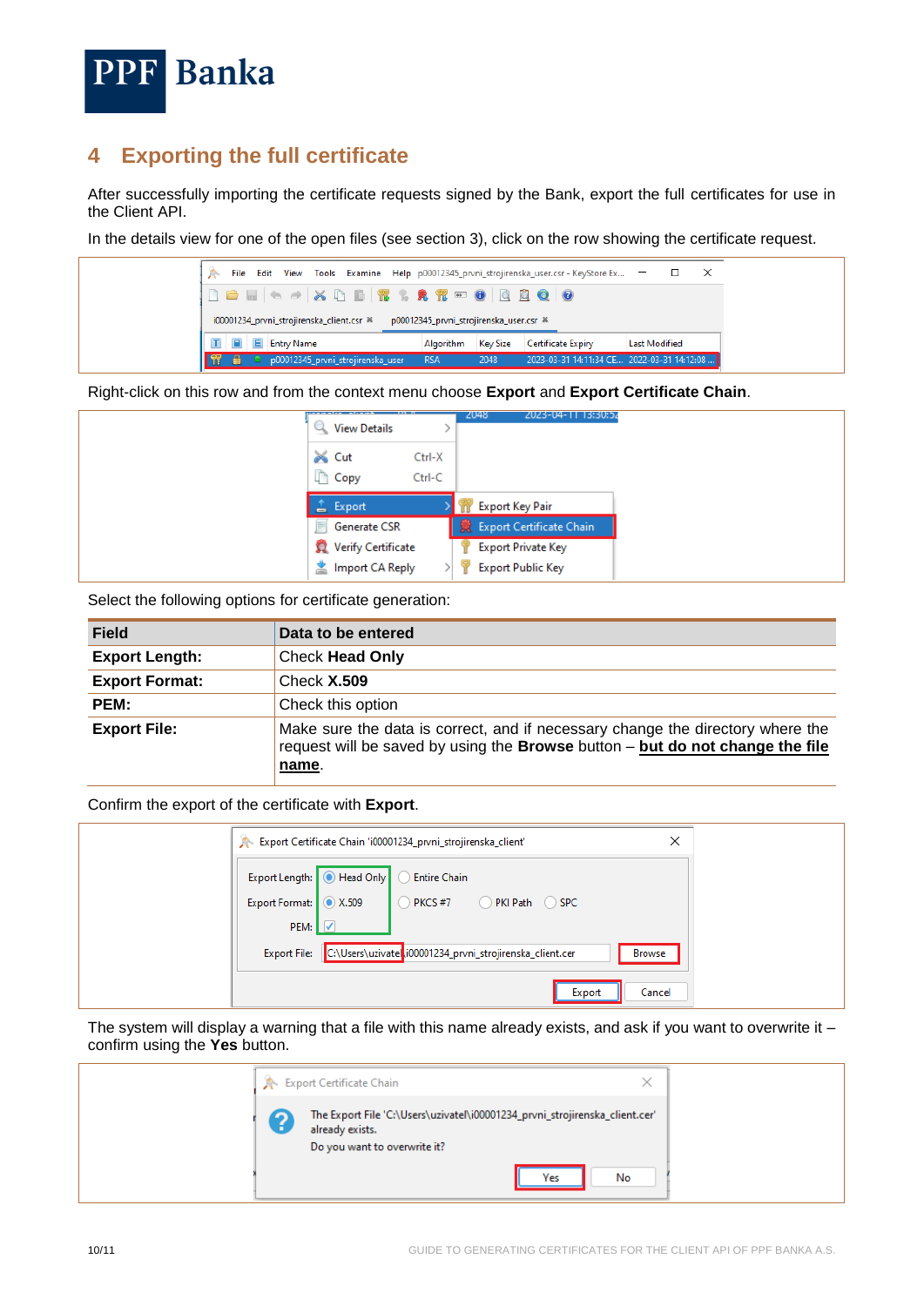## 4 Exporting the full certificate

After successfully importing the certificate requests signed by the Bank, export the full certificates for use in the Client API.

In the details view for one of the open files (see section 3), click on the row showing the certificate request.

Right-click on this row and from the context menu choose **Export** and **Export Certificate Chain**.

Select the following options for certificate generation:

| Field | Data to be entered |
|---|---|
| **Export Length:** | Check **Head Only** |
| **Export Format:** | Check **X.509** |
| **PEM:** | Check this option |
| **Export File:** | Make sure the data is correct, and if necessary change the directory where the request will be saved by using the **Browse** button – **but do not change the file name**. |

Confirm the export of the certificate with **Export**.

The system will display a warning that a file with this name already exists, and ask if you want to overwrite it – confirm using the **Yes** button.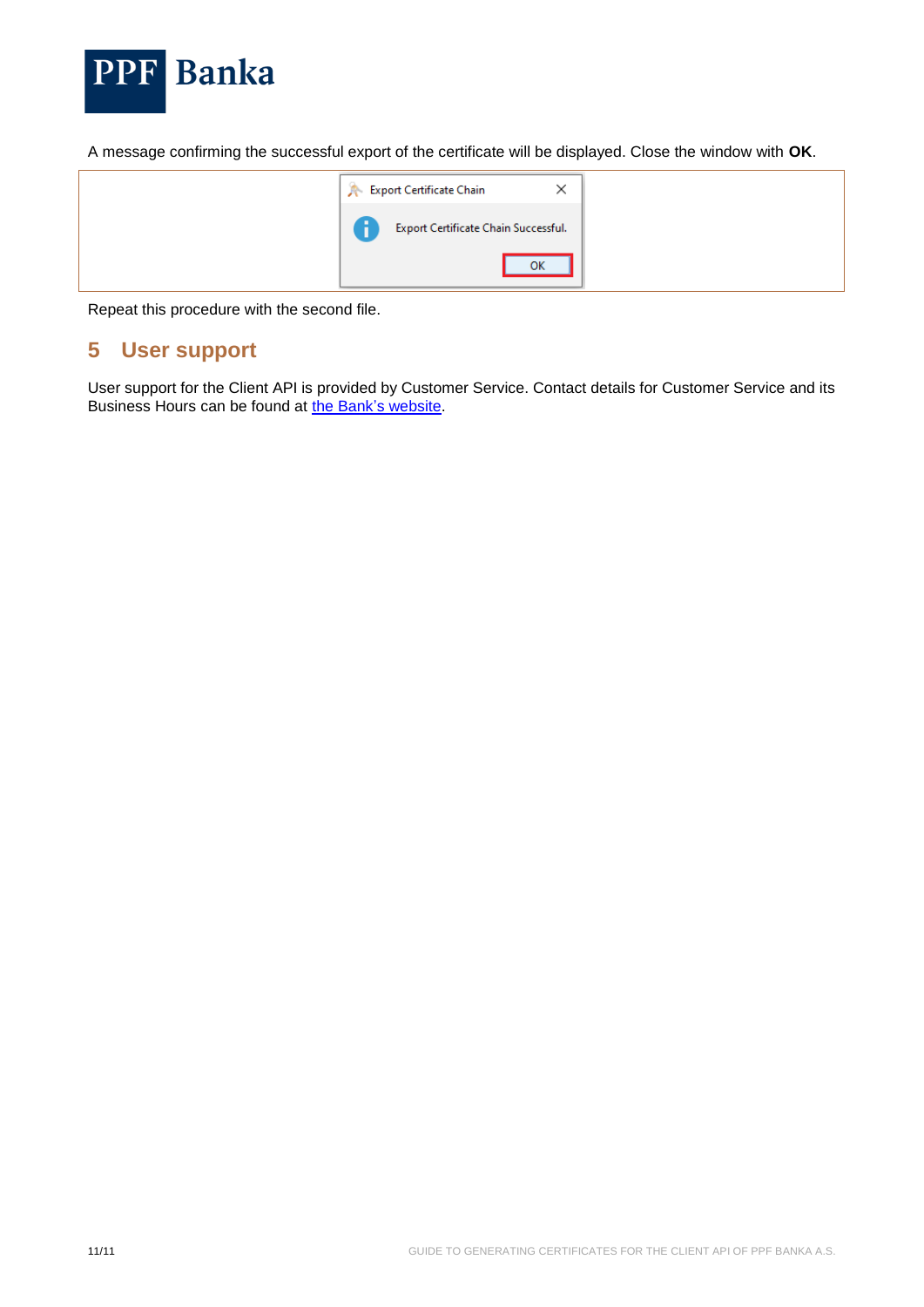A message confirming the successful export of the certificate will be displayed. Close the window with **OK**.

Repeat this procedure with the second file.

## 5 User support

User support for the Client API is provided by Customer Service. Contact details for Customer Service and its Business Hours can be found at the Bank's website.